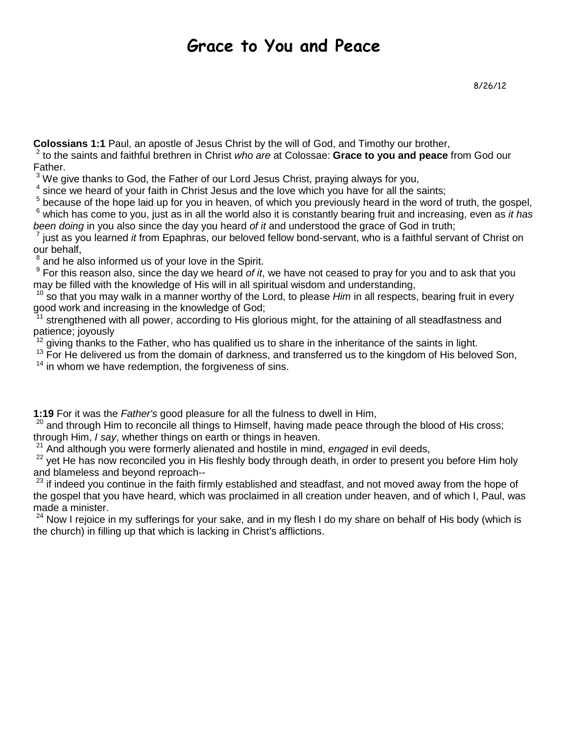# Grace to You and Peace

8/26/12

**Colossians 1:1** Paul, an apostle of Jesus Christ by the will of God, and Timothy our brother,
[2] to the saints and faithful brethren in Christ *who are* at Colossae: **Grace to you and peace** from God our Father.
[3] We give thanks to God, the Father of our Lord Jesus Christ, praying always for you,
[4] since we heard of your faith in Christ Jesus and the love which you have for all the saints;
[5] because of the hope laid up for you in heaven, of which you previously heard in the word of truth, the gospel,
[6] which has come to you, just as in all the world also it is constantly bearing fruit and increasing, even as *it has been doing* in you also since the day you heard *of it* and understood the grace of God in truth;
[7] just as you learned *it* from Epaphras, our beloved fellow bond-servant, who is a faithful servant of Christ on our behalf,
[8] and he also informed us of your love in the Spirit.
[9] For this reason also, since the day we heard *of it*, we have not ceased to pray for you and to ask that you may be filled with the knowledge of His will in all spiritual wisdom and understanding,
[10] so that you may walk in a manner worthy of the Lord, to please *Him* in all respects, bearing fruit in every good work and increasing in the knowledge of God;
[11] strengthened with all power, according to His glorious might, for the attaining of all steadfastness and patience; joyously
[12] giving thanks to the Father, who has qualified us to share in the inheritance of the saints in light.
[13] For He delivered us from the domain of darkness, and transferred us to the kingdom of His beloved Son,
[14] in whom we have redemption, the forgiveness of sins.

**1:19** For it was the *Father's* good pleasure for all the fulness to dwell in Him,
[20] and through Him to reconcile all things to Himself, having made peace through the blood of His cross; through Him, *I say*, whether things on earth or things in heaven.
[21] And although you were formerly alienated and hostile in mind, *engaged* in evil deeds,
[22] yet He has now reconciled you in His fleshly body through death, in order to present you before Him holy and blameless and beyond reproach--
[23] if indeed you continue in the faith firmly established and steadfast, and not moved away from the hope of the gospel that you have heard, which was proclaimed in all creation under heaven, and of which I, Paul, was made a minister.
[24] Now I rejoice in my sufferings for your sake, and in my flesh I do my share on behalf of His body (which is the church) in filling up that which is lacking in Christ's afflictions.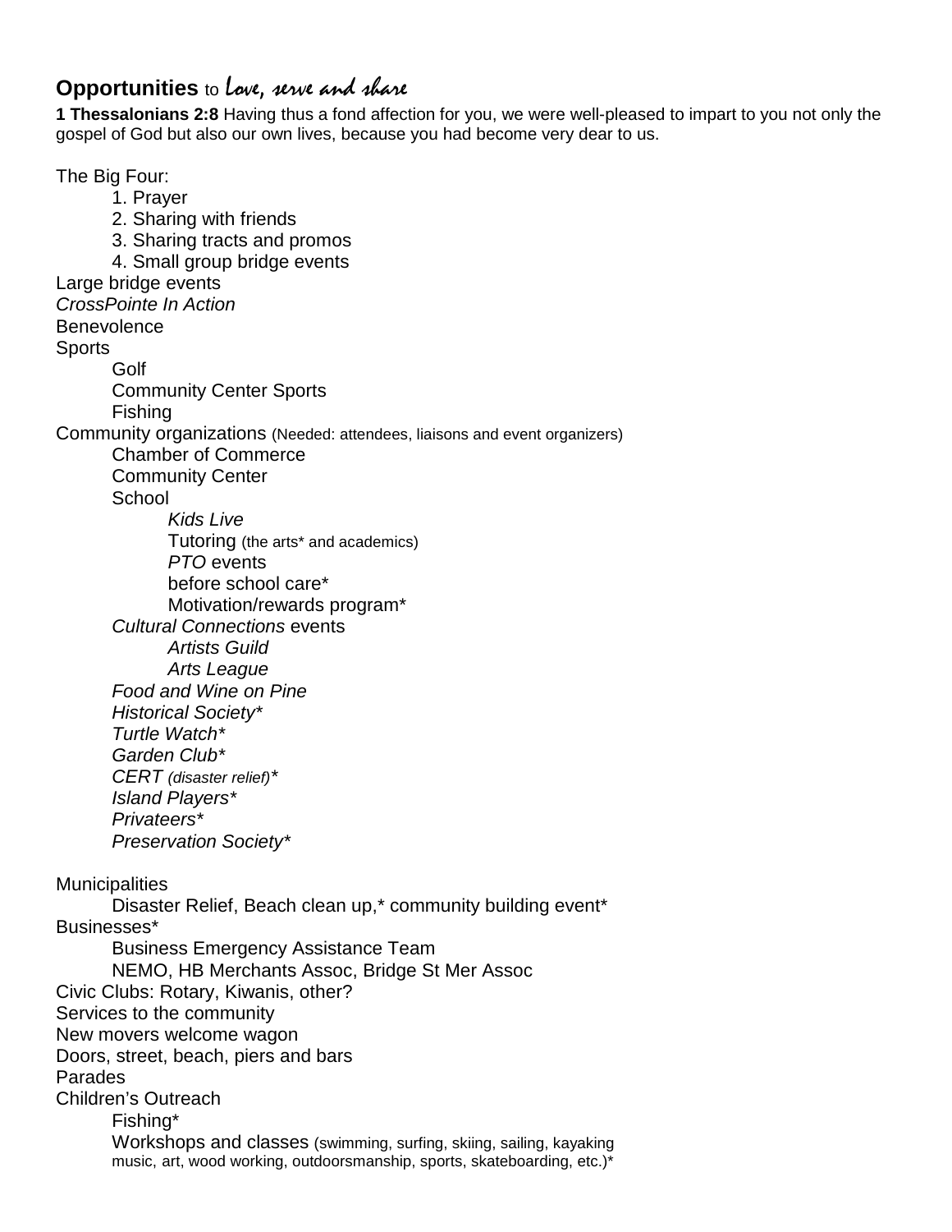## **Opportunities** to *Love, serve and share*

**1 Thessalonians 2:8** Having thus a fond affection for you, we were well-pleased to impart to you not only the gospel of God but also our own lives, because you had become very dear to us.

The Big Four:

1. Prayer
2. Sharing with friends
3. Sharing tracts and promos
4. Small group bridge events

Large bridge events

*CrossPointe In Action*

Benevolence

Sports
- Golf
- Community Center Sports
- Fishing

Community organizations (Needed: attendees, liaisons and event organizers)
- Chamber of Commerce
- Community Center
- School
  - *Kids Live*
  - Tutoring (the arts* and academics)
  - *PTO* events
  - before school care*
  - Motivation/rewards program*
- *Cultural Connections* events
  - *Artists Guild*
  - *Arts League*
- *Food and Wine on Pine*
- *Historical Society**
- *Turtle Watch**
- *Garden Club**
- *CERT (disaster relief)**
- *Island Players**
- *Privateers**
- *Preservation Society**

Municipalities
- Disaster Relief, Beach clean up,* community building event*

Businesses*
- Business Emergency Assistance Team
- NEMO, HB Merchants Assoc, Bridge St Mer Assoc

Civic Clubs: Rotary, Kiwanis, other?

Services to the community

New movers welcome wagon

Doors, street, beach, piers and bars

Parades

Children's Outreach
- Fishing*
- Workshops and classes (swimming, surfing, skiing, sailing, kayaking music, art, wood working, outdoorsmanship, sports, skateboarding, etc.)*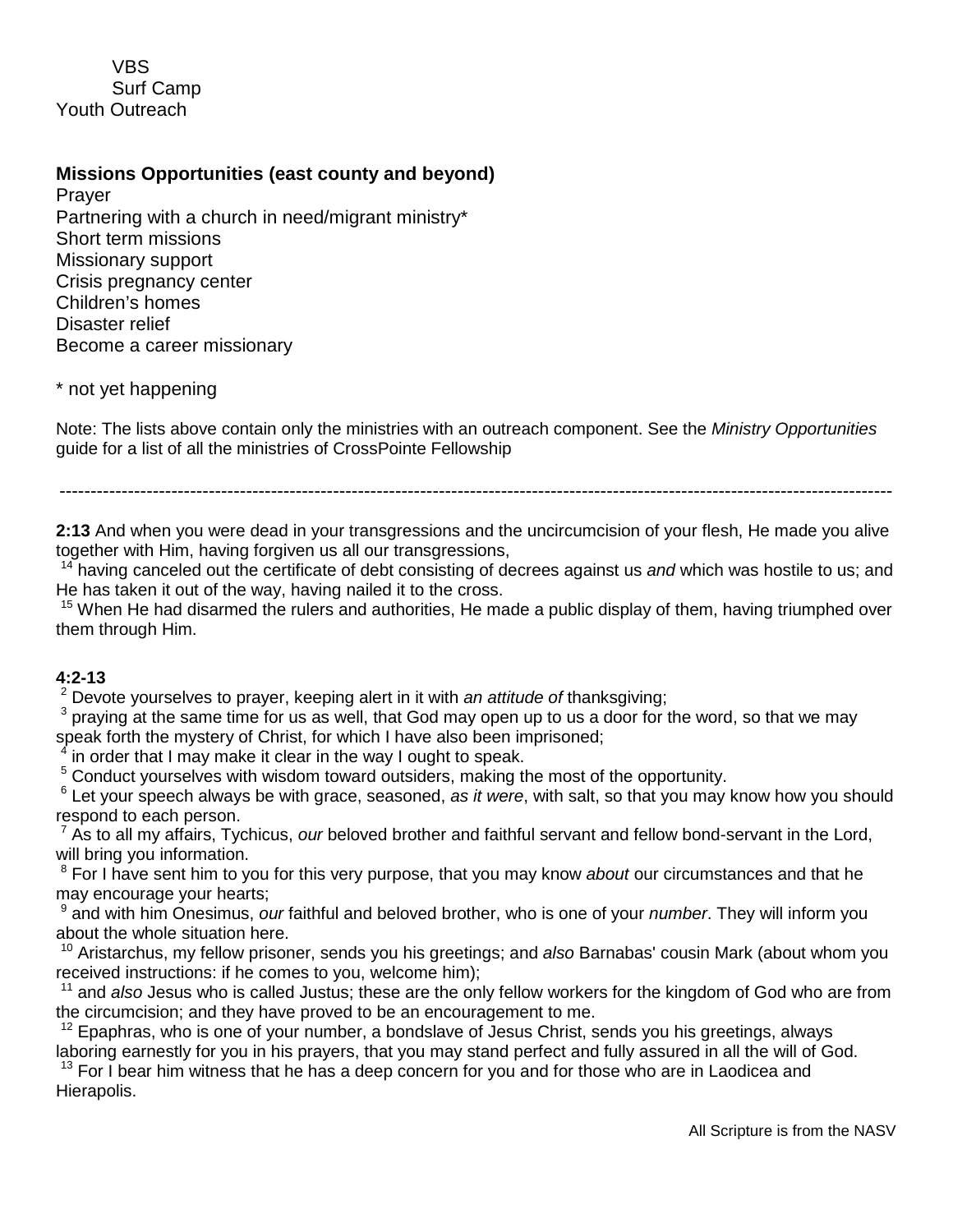VBS
Surf Camp
Youth Outreach

**Missions Opportunities (east county and beyond)**

Prayer
Partnering with a church in need/migrant ministry*
Short term missions
Missionary support
Crisis pregnancy center
Children's homes
Disaster relief
Become a career missionary

* not yet happening

Note: The lists above contain only the ministries with an outreach component. See the *Ministry Opportunities* guide for a list of all the ministries of CrossPointe Fellowship

---

**2:13** And when you were dead in your transgressions and the uncircumcision of your flesh, He made you alive together with Him, having forgiven us all our transgressions,
[14] having canceled out the certificate of debt consisting of decrees against us *and* which was hostile to us; and He has taken it out of the way, having nailed it to the cross.
[15] When He had disarmed the rulers and authorities, He made a public display of them, having triumphed over them through Him.

**4:2-13**
[2] Devote yourselves to prayer, keeping alert in it with *an attitude of* thanksgiving;
[3] praying at the same time for us as well, that God may open up to us a door for the word, so that we may speak forth the mystery of Christ, for which I have also been imprisoned;
[4] in order that I may make it clear in the way I ought to speak.
[5] Conduct yourselves with wisdom toward outsiders, making the most of the opportunity.
[6] Let your speech always be with grace, seasoned, *as it were*, with salt, so that you may know how you should respond to each person.
[7] As to all my affairs, Tychicus, *our* beloved brother and faithful servant and fellow bond-servant in the Lord, will bring you information.
[8] For I have sent him to you for this very purpose, that you may know *about* our circumstances and that he may encourage your hearts;
[9] and with him Onesimus, *our* faithful and beloved brother, who is one of your *number*. They will inform you about the whole situation here.
[10] Aristarchus, my fellow prisoner, sends you his greetings; and *also* Barnabas' cousin Mark (about whom you received instructions: if he comes to you, welcome him);
[11] and *also* Jesus who is called Justus; these are the only fellow workers for the kingdom of God who are from the circumcision; and they have proved to be an encouragement to me.
[12] Epaphras, who is one of your number, a bondslave of Jesus Christ, sends you his greetings, always laboring earnestly for you in his prayers, that you may stand perfect and fully assured in all the will of God.
[13] For I bear him witness that he has a deep concern for you and for those who are in Laodicea and Hierapolis.

All Scripture is from the NASV